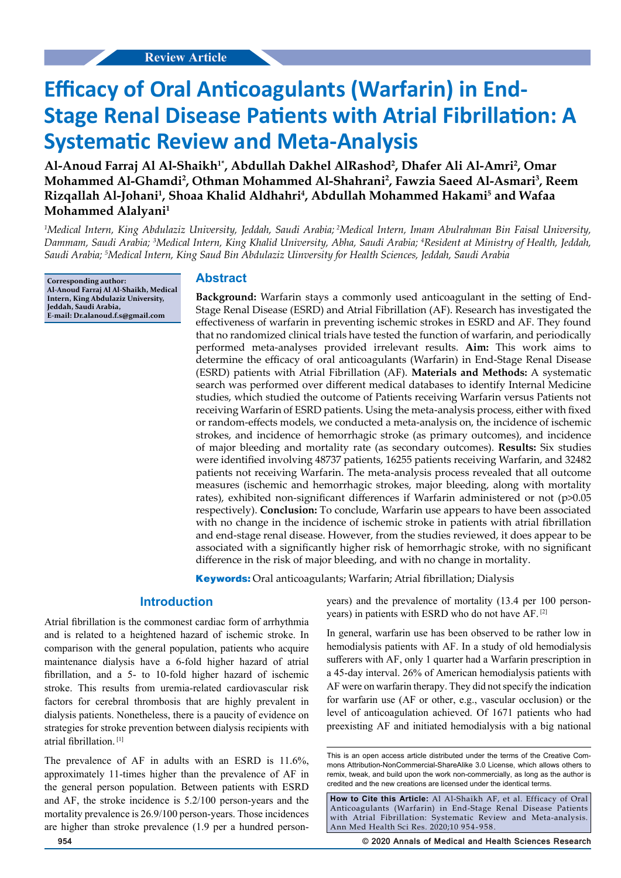Review Article

# Efficacy of Oral Anticoagulants (Warfarin) in End-Stage Renal Disease Patients with Atrial Fibrillation: A Systematic Review and Meta-Analysis

**Al-Anoud Farraj Al Al-Shaikh[1*], Abdullah Dakhel AlRashod[2], Dhafer Ali Al-Amri[2], Omar Mohammed Al-Ghamdi[2], Othman Mohammed Al-Shahrani[2], Fawzia Saeed Al-Asmari[3], Reem Rizqallah Al-Johani[1], Shoaa Khalid Aldhahri[4], Abdullah Mohammed Hakami[5] and Wafaa Mohammed Alalyani[1]**

*[1]Medical Intern, King Abdulaziz University, Jeddah, Saudi Arabia; [2]Medical Intern, Imam Abulrahman Bin Faisal University, Dammam, Saudi Arabia; [3]Medical Intern, King Khalid University, Abha, Saudi Arabia; [4]Resident at Ministry of Health, Jeddah, Saudi Arabia; [5]Medical Intern, King Saud Bin Abdulaziz Uinversity for Health Sciences, Jeddah, Saudi Arabia*

**Corresponding author: Al-Anoud Farraj Al Al-Shaikh, Medical Intern, King Abdulaziz University, Jeddah, Saudi Arabia, E-mail: Dr.alanoud.f.s@gmail.com**

## Abstract

**Background:** Warfarin stays a commonly used anticoagulant in the setting of End-Stage Renal Disease (ESRD) and Atrial Fibrillation (AF). Research has investigated the effectiveness of warfarin in preventing ischemic strokes in ESRD and AF. They found that no randomized clinical trials have tested the function of warfarin, and periodically performed meta-analyses provided irrelevant results. **Aim:** This work aims to determine the efficacy of oral anticoagulants (Warfarin) in End-Stage Renal Disease (ESRD) patients with Atrial Fibrillation (AF). **Materials and Methods:** A systematic search was performed over different medical databases to identify Internal Medicine studies, which studied the outcome of Patients receiving Warfarin versus Patients not receiving Warfarin of ESRD patients. Using the meta-analysis process, either with fixed or random-effects models, we conducted a meta-analysis on, the incidence of ischemic strokes, and incidence of hemorrhagic stroke (as primary outcomes), and incidence of major bleeding and mortality rate (as secondary outcomes). **Results:** Six studies were identified involving 48737 patients, 16255 patients receiving Warfarin, and 32482 patients not receiving Warfarin. The meta-analysis process revealed that all outcome measures (ischemic and hemorrhagic strokes, major bleeding, along with mortality rates), exhibited non-significant differences if Warfarin administered or not ($p>0.05$ respectively). **Conclusion:** To conclude, Warfarin use appears to have been associated with no change in the incidence of ischemic stroke in patients with atrial fibrillation and end-stage renal disease. However, from the studies reviewed, it does appear to be associated with a significantly higher risk of hemorrhagic stroke, with no significant difference in the risk of major bleeding, and with no change in mortality.

**Keywords:** Oral anticoagulants; Warfarin; Atrial fibrillation; Dialysis

## Introduction

Atrial fibrillation is the commonest cardiac form of arrhythmia and is related to a heightened hazard of ischemic stroke. In comparison with the general population, patients who acquire maintenance dialysis have a 6-fold higher hazard of atrial fibrillation, and a 5- to 10-fold higher hazard of ischemic stroke. This results from uremia-related cardiovascular risk factors for cerebral thrombosis that are highly prevalent in dialysis patients. Nonetheless, there is a paucity of evidence on strategies for stroke prevention between dialysis recipients with atrial fibrillation. [1]

The prevalence of AF in adults with an ESRD is 11.6%, approximately 11-times higher than the prevalence of AF in the general person population. Between patients with ESRD and AF, the stroke incidence is 5.2/100 person-years and the mortality prevalence is 26.9/100 person-years. Those incidences are higher than stroke prevalence (1.9 per a hundred person-years) and the prevalence of mortality (13.4 per 100 person-years) in patients with ESRD who do not have AF. [2]

In general, warfarin use has been observed to be rather low in hemodialysis patients with AF. In a study of old hemodialysis sufferers with AF, only 1 quarter had a Warfarin prescription in a 45-day interval. 26% of American hemodialysis patients with AF were on warfarin therapy. They did not specify the indication for warfarin use (AF or other, e.g., vascular occlusion) or the level of anticoagulation achieved. Of 1671 patients who had preexisting AF and initiated hemodialysis with a big national

This is an open access article distributed under the terms of the Creative Commons Attribution-NonCommercial-ShareAlike 3.0 License, which allows others to remix, tweak, and build upon the work non-commercially, as long as the author is credited and the new creations are licensed under the identical terms.

**How to Cite this Article:** Al Al-Shaikh AF, et al. Efficacy of Oral Anticoagulants (Warfarin) in End-Stage Renal Disease Patients with Atrial Fibrillation: Systematic Review and Meta-analysis. Ann Med Health Sci Res. 2020;10 954-958.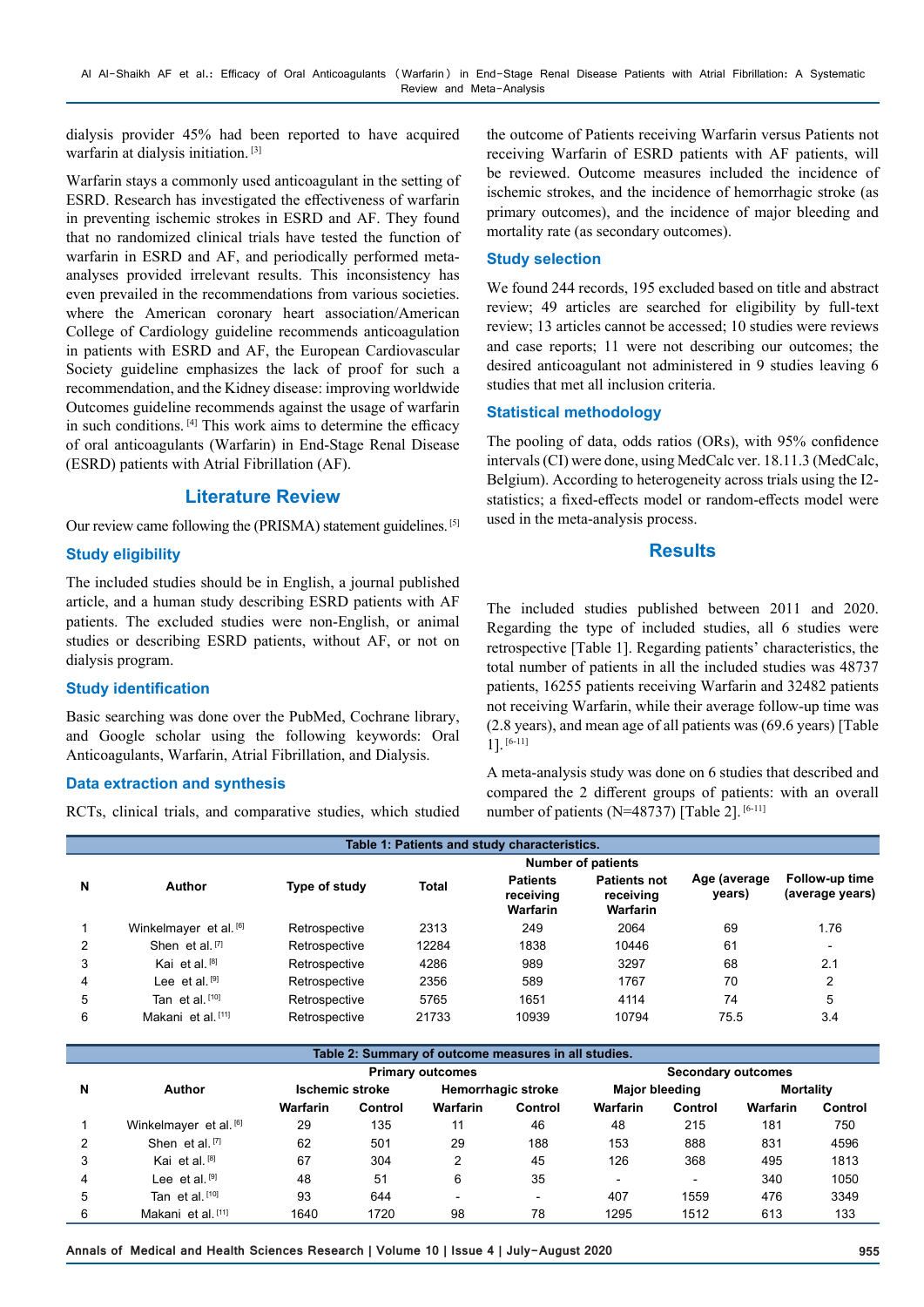dialysis provider 45% had been reported to have acquired warfarin at dialysis initiation. [3]

Warfarin stays a commonly used anticoagulant in the setting of ESRD. Research has investigated the effectiveness of warfarin in preventing ischemic strokes in ESRD and AF. They found that no randomized clinical trials have tested the function of warfarin in ESRD and AF, and periodically performed meta-analyses provided irrelevant results. This inconsistency has even prevailed in the recommendations from various societies. where the American coronary heart association/American College of Cardiology guideline recommends anticoagulation in patients with ESRD and AF, the European Cardiovascular Society guideline emphasizes the lack of proof for such a recommendation, and the Kidney disease: improving worldwide Outcomes guideline recommends against the usage of warfarin in such conditions. [4] This work aims to determine the efficacy of oral anticoagulants (Warfarin) in End-Stage Renal Disease (ESRD) patients with Atrial Fibrillation (AF).

## Literature Review

Our review came following the (PRISMA) statement guidelines. [5]

### Study eligibility

The included studies should be in English, a journal published article, and a human study describing ESRD patients with AF patients. The excluded studies were non-English, or animal studies or describing ESRD patients, without AF, or not on dialysis program.

### Study identification

Basic searching was done over the PubMed, Cochrane library, and Google scholar using the following keywords: Oral Anticoagulants, Warfarin, Atrial Fibrillation, and Dialysis.

### Data extraction and synthesis

RCTs, clinical trials, and comparative studies, which studied the outcome of Patients receiving Warfarin versus Patients not receiving Warfarin of ESRD patients with AF patients, will be reviewed. Outcome measures included the incidence of ischemic strokes, and the incidence of hemorrhagic stroke (as primary outcomes), and the incidence of major bleeding and mortality rate (as secondary outcomes).

### Study selection

We found 244 records, 195 excluded based on title and abstract review; 49 articles are searched for eligibility by full-text review; 13 articles cannot be accessed; 10 studies were reviews and case reports; 11 were not describing our outcomes; the desired anticoagulant not administered in 9 studies leaving 6 studies that met all inclusion criteria.

### Statistical methodology

The pooling of data, odds ratios (ORs), with 95% confidence intervals (CI) were done, using MedCalc ver. 18.11.3 (MedCalc, Belgium). According to heterogeneity across trials using the I2-statistics; a fixed-effects model or random-effects model were used in the meta-analysis process.

## Results

The included studies published between 2011 and 2020. Regarding the type of included studies, all 6 studies were retrospective [Table 1]. Regarding patients' characteristics, the total number of patients in all the included studies was 48737 patients, 16255 patients receiving Warfarin and 32482 patients not receiving Warfarin, while their average follow-up time was (2.8 years), and mean age of all patients was (69.6 years) [Table 1]. [6-11]

A meta-analysis study was done on 6 studies that described and compared the 2 different groups of patients: with an overall number of patients (N=48737) [Table 2]. [6-11]

**Table 1: Patients and study characteristics.**

| N | Author | Type of study | Total | Number of patients | | Age (average years) | Follow-up time (average years) |
|---|---|---|---|---|---|---|---|
| | | | | Patients receiving Warfarin | Patients not receiving Warfarin | | |
| 1 | Winkelmayer et al. [6] | Retrospective | 2313 | 249 | 2064 | 69 | 1.76 |
| 2 | Shen et al. [7] | Retrospective | 12284 | 1838 | 10446 | 61 | - |
| 3 | Kai et al. [8] | Retrospective | 4286 | 989 | 3297 | 68 | 2.1 |
| 4 | Lee et al. [9] | Retrospective | 2356 | 589 | 1767 | 70 | 2 |
| 5 | Tan et al. [10] | Retrospective | 5765 | 1651 | 4114 | 74 | 5 |
| 6 | Makani et al. [11] | Retrospective | 21733 | 10939 | 10794 | 75.5 | 3.4 |

**Table 2: Summary of outcome measures in all studies.**

| N | Author | Primary outcomes | | | | Secondary outcomes | | | |
|---|---|---|---|---|---|---|---|---|---|
| | | Ischemic stroke | | Hemorrhagic stroke | | Major bleeding | | Mortality | |
| | | Warfarin | Control | Warfarin | Control | Warfarin | Control | Warfarin | Control |
| 1 | Winkelmayer et al. [6] | 29 | 135 | 11 | 46 | 48 | 215 | 181 | 750 |
| 2 | Shen et al. [7] | 62 | 501 | 29 | 188 | 153 | 888 | 831 | 4596 |
| 3 | Kai et al. [8] | 67 | 304 | 2 | 45 | 126 | 368 | 495 | 1813 |
| 4 | Lee et al. [9] | 48 | 51 | 6 | 35 | - | - | 340 | 1050 |
| 5 | Tan et al. [10] | 93 | 644 | - | - | 407 | 1559 | 476 | 3349 |
| 6 | Makani et al. [11] | 1640 | 1720 | 98 | 78 | 1295 | 1512 | 613 | 133 |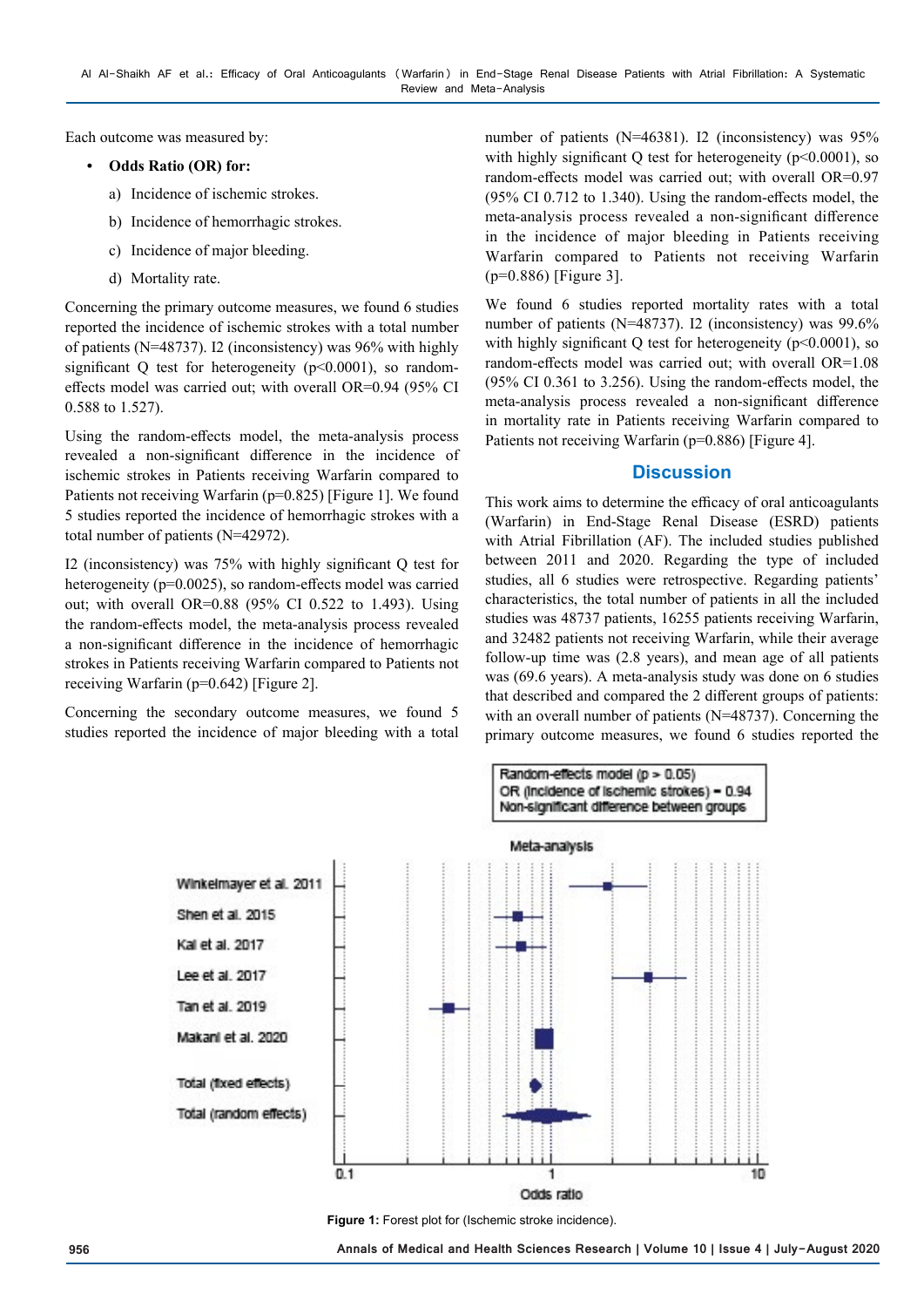Each outcome was measured by:

- **Odds Ratio (OR) for:**
  a) Incidence of ischemic strokes.
  b) Incidence of hemorrhagic strokes.
  c) Incidence of major bleeding.
  d) Mortality rate.

Concerning the primary outcome measures, we found 6 studies reported the incidence of ischemic strokes with a total number of patients (N=48737). I2 (inconsistency) was 96% with highly significant Q test for heterogeneity ($p<0.0001$), so random-effects model was carried out; with overall OR=0.94 (95% CI 0.588 to 1.527).

Using the random-effects model, the meta-analysis process revealed a non-significant difference in the incidence of ischemic strokes in Patients receiving Warfarin compared to Patients not receiving Warfarin ($p=0.825$) [Figure 1]. We found 5 studies reported the incidence of hemorrhagic strokes with a total number of patients (N=42972).

I2 (inconsistency) was 75% with highly significant Q test for heterogeneity ($p=0.0025$), so random-effects model was carried out; with overall OR=0.88 (95% CI 0.522 to 1.493). Using the random-effects model, the meta-analysis process revealed a non-significant difference in the incidence of hemorrhagic strokes in Patients receiving Warfarin compared to Patients not receiving Warfarin ($p=0.642$) [Figure 2].

Concerning the secondary outcome measures, we found 5 studies reported the incidence of major bleeding with a total number of patients (N=46381). I2 (inconsistency) was 95% with highly significant Q test for heterogeneity ($p<0.0001$), so random-effects model was carried out; with overall OR=0.97 (95% CI 0.712 to 1.340). Using the random-effects model, the meta-analysis process revealed a non-significant difference in the incidence of major bleeding in Patients receiving Warfarin compared to Patients not receiving Warfarin ($p=0.886$) [Figure 3].

We found 6 studies reported mortality rates with a total number of patients (N=48737). I2 (inconsistency) was 99.6% with highly significant Q test for heterogeneity ($p<0.0001$), so random-effects model was carried out; with overall OR=1.08 (95% CI 0.361 to 3.256). Using the random-effects model, the meta-analysis process revealed a non-significant difference in mortality rate in Patients receiving Warfarin compared to Patients not receiving Warfarin ($p=0.886$) [Figure 4].

## Discussion

This work aims to determine the efficacy of oral anticoagulants (Warfarin) in End-Stage Renal Disease (ESRD) patients with Atrial Fibrillation (AF). The included studies published between 2011 and 2020. Regarding the type of included studies, all 6 studies were retrospective. Regarding patients' characteristics, the total number of patients in all the included studies was 48737 patients, 16255 patients receiving Warfarin, and 32482 patients not receiving Warfarin, while their average follow-up time was (2.8 years), and mean age of all patients was (69.6 years). A meta-analysis study was done on 6 studies that described and compared the 2 different groups of patients: with an overall number of patients (N=48737). Concerning the primary outcome measures, we found 6 studies reported the

**Figure 1:** Forest plot for (Ischemic stroke incidence).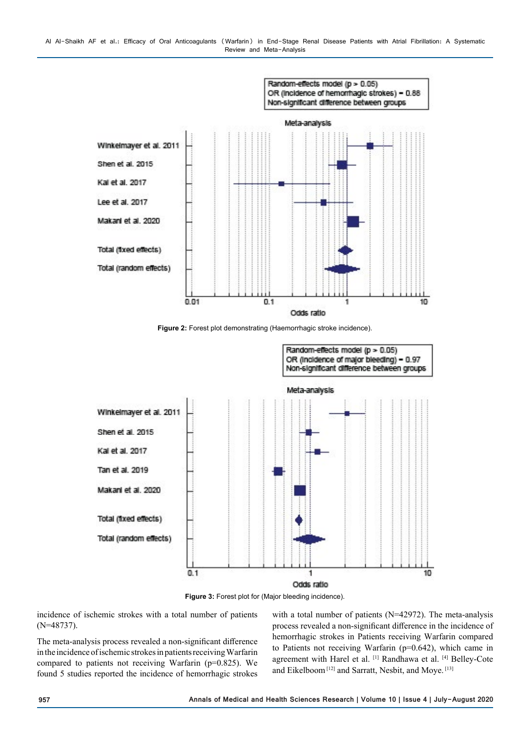Random-effects model (p > 0.05)
OR (Incidence of hemorrhagic strokes) = 0.88
Non-significant difference between groups

**Figure 2:** Forest plot demonstrating (Haemorrhagic stroke incidence).

Random-effects model (p > 0.05)
OR (Incidence of major bleeding) = 0.97
Non-significant difference between groups

**Figure 3:** Forest plot for (Major bleeding incidence).

incidence of ischemic strokes with a total number of patients (N=48737).

The meta-analysis process revealed a non-significant difference in the incidence of ischemic strokes in patients receiving Warfarin compared to patients not receiving Warfarin (p=0.825). We found 5 studies reported the incidence of hemorrhagic strokes with a total number of patients (N=42972). The meta-analysis process revealed a non-significant difference in the incidence of hemorrhagic strokes in Patients receiving Warfarin compared to Patients not receiving Warfarin (p=0.642), which came in agreement with Harel et al. [1] Randhawa et al. [4] Belley-Cote and Eikelboom [12] and Sarratt, Nesbit, and Moye. [13]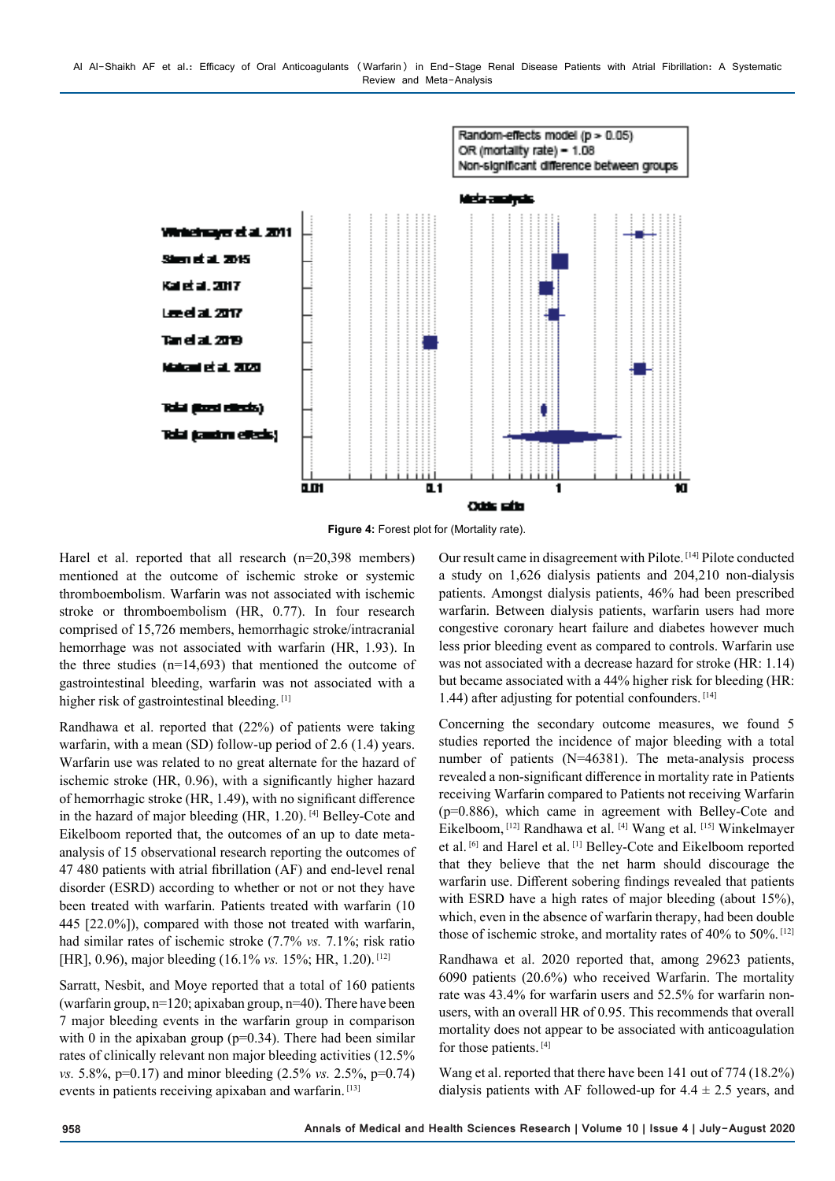**Figure 4:** Forest plot for (Mortality rate).

Harel et al. reported that all research (n=20,398 members) mentioned at the outcome of ischemic stroke or systemic thromboembolism. Warfarin was not associated with ischemic stroke or thromboembolism (HR, 0.77). In four research comprised of 15,726 members, hemorrhagic stroke/intracranial hemorrhage was not associated with warfarin (HR, 1.93). In the three studies (n=14,693) that mentioned the outcome of gastrointestinal bleeding, warfarin was not associated with a higher risk of gastrointestinal bleeding.[1]

Randhawa et al. reported that (22%) of patients were taking warfarin, with a mean (SD) follow-up period of 2.6 (1.4) years. Warfarin use was related to no great alternate for the hazard of ischemic stroke (HR, 0.96), with a significantly higher hazard of hemorrhagic stroke (HR, 1.49), with no significant difference in the hazard of major bleeding (HR, 1.20).[4] Belley-Cote and Eikelboom reported that, the outcomes of an up to date meta-analysis of 15 observational research reporting the outcomes of 47 480 patients with atrial fibrillation (AF) and end-level renal disorder (ESRD) according to whether or not or not they have been treated with warfarin. Patients treated with warfarin (10 445 [22.0%]), compared with those not treated with warfarin, had similar rates of ischemic stroke (7.7% *vs.* 7.1%; risk ratio [HR], 0.96), major bleeding (16.1% *vs.* 15%; HR, 1.20).[12]

Sarratt, Nesbit, and Moye reported that a total of 160 patients (warfarin group, n=120; apixaban group, n=40). There have been 7 major bleeding events in the warfarin group in comparison with 0 in the apixaban group (p=0.34). There had been similar rates of clinically relevant non major bleeding activities (12.5% *vs.* 5.8%, p=0.17) and minor bleeding (2.5% *vs.* 2.5%, p=0.74) events in patients receiving apixaban and warfarin.[13]

Our result came in disagreement with Pilote.[14] Pilote conducted a study on 1,626 dialysis patients and 204,210 non-dialysis patients. Amongst dialysis patients, 46% had been prescribed warfarin. Between dialysis patients, warfarin users had more congestive coronary heart failure and diabetes however much less prior bleeding event as compared to controls. Warfarin use was not associated with a decrease hazard for stroke (HR: 1.14) but became associated with a 44% higher risk for bleeding (HR: 1.44) after adjusting for potential confounders.[14]

Concerning the secondary outcome measures, we found 5 studies reported the incidence of major bleeding with a total number of patients (N=46381). The meta-analysis process revealed a non-significant difference in mortality rate in Patients receiving Warfarin compared to Patients not receiving Warfarin (p=0.886), which came in agreement with Belley-Cote and Eikelboom,[12] Randhawa et al.[4] Wang et al.[15] Winkelmayer et al.[6] and Harel et al.[1] Belley-Cote and Eikelboom reported that they believe that the net harm should discourage the warfarin use. Different sobering findings revealed that patients with ESRD have a high rates of major bleeding (about 15%), which, even in the absence of warfarin therapy, had been double those of ischemic stroke, and mortality rates of 40% to 50%.[12]

Randhawa et al. 2020 reported that, among 29623 patients, 6090 patients (20.6%) who received Warfarin. The mortality rate was 43.4% for warfarin users and 52.5% for warfarin non-users, with an overall HR of 0.95. This recommends that overall mortality does not appear to be associated with anticoagulation for those patients.[4]

Wang et al. reported that there have been 141 out of 774 (18.2%) dialysis patients with AF followed-up for 4.4 ± 2.5 years, and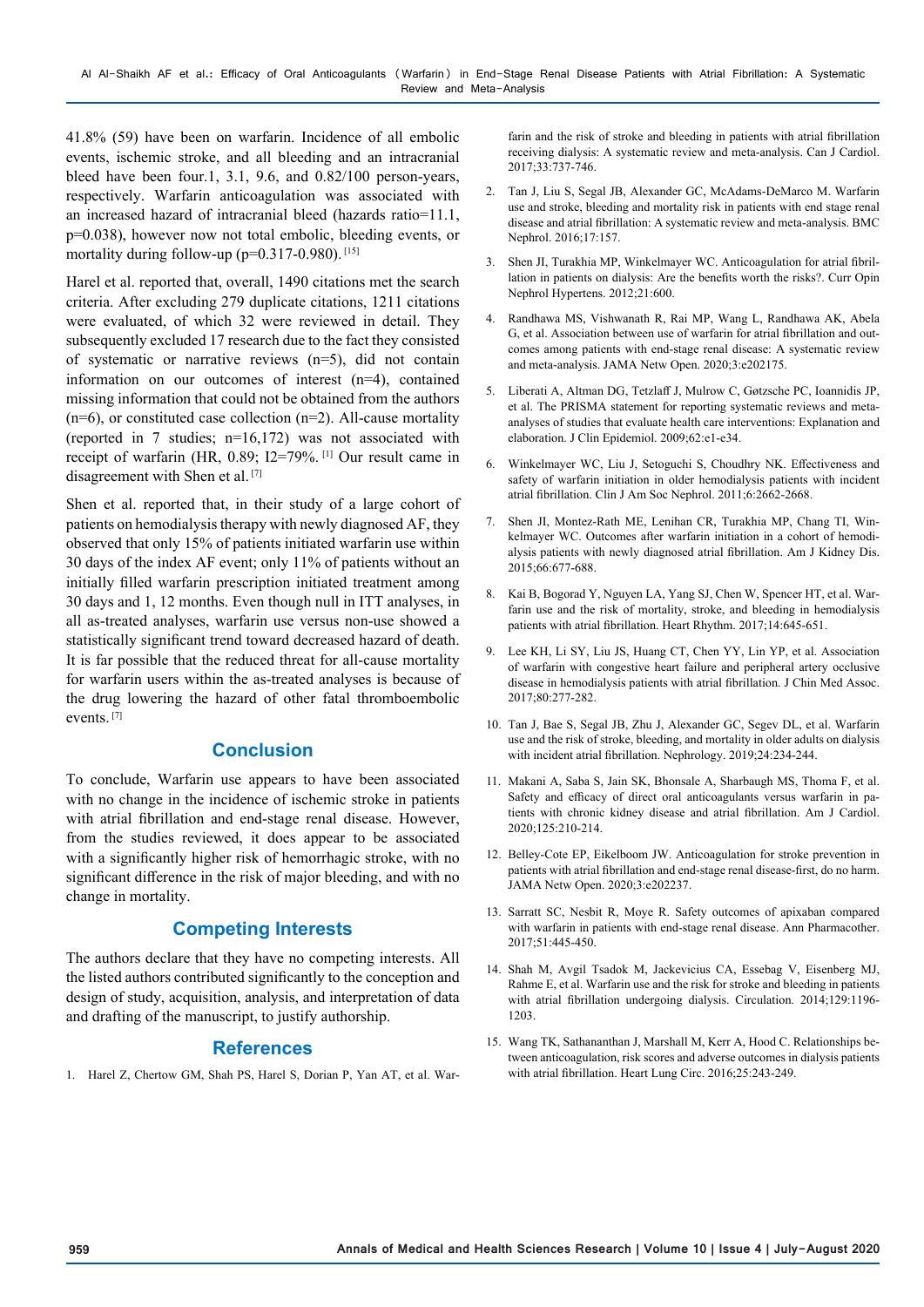41.8% (59) have been on warfarin. Incidence of all embolic events, ischemic stroke, and all bleeding and an intracranial bleed have been four.1, 3.1, 9.6, and 0.82/100 person-years, respectively. Warfarin anticoagulation was associated with an increased hazard of intracranial bleed (hazards ratio=11.1, p=0.038), however now not total embolic, bleeding events, or mortality during follow-up (p=0.317-0.980). [15]

Harel et al. reported that, overall, 1490 citations met the search criteria. After excluding 279 duplicate citations, 1211 citations were evaluated, of which 32 were reviewed in detail. They subsequently excluded 17 research due to the fact they consisted of systematic or narrative reviews (n=5), did not contain information on our outcomes of interest (n=4), contained missing information that could not be obtained from the authors (n=6), or constituted case collection (n=2). All-cause mortality (reported in 7 studies; n=16,172) was not associated with receipt of warfarin (HR, 0.89; I2=79%. [1] Our result came in disagreement with Shen et al. [7]

Shen et al. reported that, in their study of a large cohort of patients on hemodialysis therapy with newly diagnosed AF, they observed that only 15% of patients initiated warfarin use within 30 days of the index AF event; only 11% of patients without an initially filled warfarin prescription initiated treatment among 30 days and 1, 12 months. Even though null in ITT analyses, in all as-treated analyses, warfarin use versus non-use showed a statistically significant trend toward decreased hazard of death. It is far possible that the reduced threat for all-cause mortality for warfarin users within the as-treated analyses is because of the drug lowering the hazard of other fatal thromboembolic events. [7]

## Conclusion

To conclude, Warfarin use appears to have been associated with no change in the incidence of ischemic stroke in patients with atrial fibrillation and end-stage renal disease. However, from the studies reviewed, it does appear to be associated with a significantly higher risk of hemorrhagic stroke, with no significant difference in the risk of major bleeding, and with no change in mortality.

## Competing Interests

The authors declare that they have no competing interests. All the listed authors contributed significantly to the conception and design of study, acquisition, analysis, and interpretation of data and drafting of the manuscript, to justify authorship.

## References

1. Harel Z, Chertow GM, Shah PS, Harel S, Dorian P, Yan AT, et al. Warfarin and the risk of stroke and bleeding in patients with atrial fibrillation receiving dialysis: A systematic review and meta-analysis. Can J Cardiol. 2017;33:737-746.
2. Tan J, Liu S, Segal JB, Alexander GC, McAdams-DeMarco M. Warfarin use and stroke, bleeding and mortality risk in patients with end stage renal disease and atrial fibrillation: A systematic review and meta-analysis. BMC Nephrol. 2016;17:157.
3. Shen JI, Turakhia MP, Winkelmayer WC. Anticoagulation for atrial fibrillation in patients on dialysis: Are the benefits worth the risks?. Curr Opin Nephrol Hypertens. 2012;21:600.
4. Randhawa MS, Vishwanath R, Rai MP, Wang L, Randhawa AK, Abela G, et al. Association between use of warfarin for atrial fibrillation and outcomes among patients with end-stage renal disease: A systematic review and meta-analysis. JAMA Netw Open. 2020;3:e202175.
5. Liberati A, Altman DG, Tetzlaff J, Mulrow C, Gøtzsche PC, Ioannidis JP, et al. The PRISMA statement for reporting systematic reviews and meta-analyses of studies that evaluate health care interventions: Explanation and elaboration. J Clin Epidemiol. 2009;62:e1-e34.
6. Winkelmayer WC, Liu J, Setoguchi S, Choudhry NK. Effectiveness and safety of warfarin initiation in older hemodialysis patients with incident atrial fibrillation. Clin J Am Soc Nephrol. 2011;6:2662-2668.
7. Shen JI, Montez-Rath ME, Lenihan CR, Turakhia MP, Chang TI, Winkelmayer WC. Outcomes after warfarin initiation in a cohort of hemodialysis patients with newly diagnosed atrial fibrillation. Am J Kidney Dis. 2015;66:677-688.
8. Kai B, Bogorad Y, Nguyen LA, Yang SJ, Chen W, Spencer HT, et al. Warfarin use and the risk of mortality, stroke, and bleeding in hemodialysis patients with atrial fibrillation. Heart Rhythm. 2017;14:645-651.
9. Lee KH, Li SY, Liu JS, Huang CT, Chen YY, Lin YP, et al. Association of warfarin with congestive heart failure and peripheral artery occlusive disease in hemodialysis patients with atrial fibrillation. J Chin Med Assoc. 2017;80:277-282.
10. Tan J, Bae S, Segal JB, Zhu J, Alexander GC, Segev DL, et al. Warfarin use and the risk of stroke, bleeding, and mortality in older adults on dialysis with incident atrial fibrillation. Nephrology. 2019;24:234-244.
11. Makani A, Saba S, Jain SK, Bhonsale A, Sharbaugh MS, Thoma F, et al. Safety and efficacy of direct oral anticoagulants versus warfarin in patients with chronic kidney disease and atrial fibrillation. Am J Cardiol. 2020;125:210-214.
12. Belley-Cote EP, Eikelboom JW. Anticoagulation for stroke prevention in patients with atrial fibrillation and end-stage renal disease-first, do no harm. JAMA Netw Open. 2020;3:e202237.
13. Sarratt SC, Nesbit R, Moye R. Safety outcomes of apixaban compared with warfarin in patients with end-stage renal disease. Ann Pharmacother. 2017;51:445-450.
14. Shah M, Avgil Tsadok M, Jackevicius CA, Essebag V, Eisenberg MJ, Rahme E, et al. Warfarin use and the risk for stroke and bleeding in patients with atrial fibrillation undergoing dialysis. Circulation. 2014;129:1196-1203.
15. Wang TK, Sathananthan J, Marshall M, Kerr A, Hood C. Relationships between anticoagulation, risk scores and adverse outcomes in dialysis patients with atrial fibrillation. Heart Lung Circ. 2016;25:243-249.